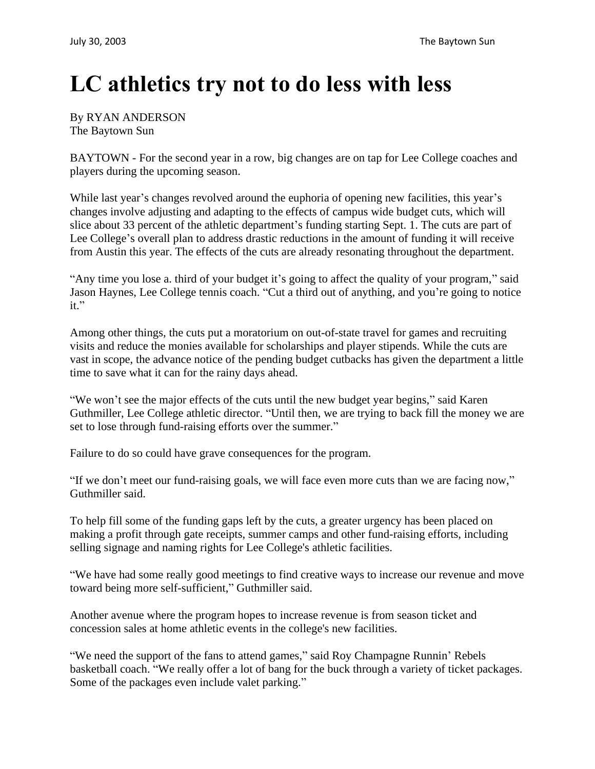# LC athletics try not to do less with less

By RYAN ANDERSON
The Baytown Sun

BAYTOWN - For the second year in a row, big changes are on tap for Lee College coaches and players during the upcoming season.

While last year's changes revolved around the euphoria of opening new facilities, this year's changes involve adjusting and adapting to the effects of campus wide budget cuts, which will slice about 33 percent of the athletic department's funding starting Sept. 1. The cuts are part of Lee College's overall plan to address drastic reductions in the amount of funding it will receive from Austin this year. The effects of the cuts are already resonating throughout the department.

"Any time you lose a. third of your budget it's going to affect the quality of your program," said Jason Haynes, Lee College tennis coach. "Cut a third out of anything, and you're going to notice it."

Among other things, the cuts put a moratorium on out-of-state travel for games and recruiting visits and reduce the monies available for scholarships and player stipends. While the cuts are vast in scope, the advance notice of the pending budget cutbacks has given the department a little time to save what it can for the rainy days ahead.

"We won't see the major effects of the cuts until the new budget year begins," said Karen Guthmiller, Lee College athletic director. "Until then, we are trying to back fill the money we are set to lose through fund-raising efforts over the summer."

Failure to do so could have grave consequences for the program.

"If we don't meet our fund-raising goals, we will face even more cuts than we are facing now," Guthmiller said.

To help fill some of the funding gaps left by the cuts, a greater urgency has been placed on making a profit through gate receipts, summer camps and other fund-raising efforts, including selling signage and naming rights for Lee College's athletic facilities.

"We have had some really good meetings to find creative ways to increase our revenue and move toward being more self-sufficient," Guthmiller said.

Another avenue where the program hopes to increase revenue is from season ticket and concession sales at home athletic events in the college's new facilities.

"We need the support of the fans to attend games," said Roy Champagne Runnin' Rebels basketball coach. "We really offer a lot of bang for the buck through a variety of ticket packages. Some of the packages even include valet parking."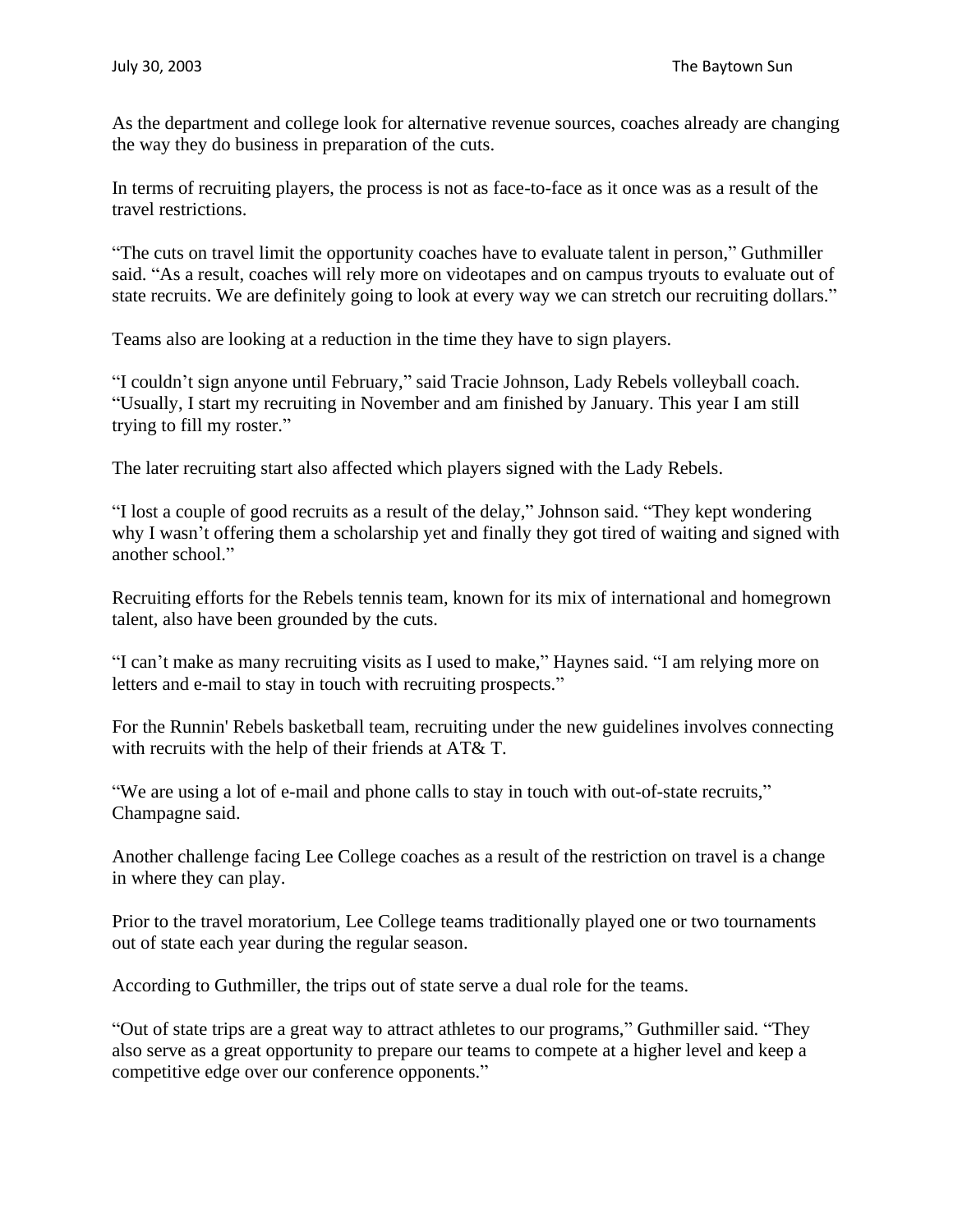As the department and college look for alternative revenue sources, coaches already are changing the way they do business in preparation of the cuts.

In terms of recruiting players, the process is not as face-to-face as it once was as a result of the travel restrictions.

“The cuts on travel limit the opportunity coaches have to evaluate talent in person,” Guthmiller said. “As a result, coaches will rely more on videotapes and on campus tryouts to evaluate out of state recruits. We are definitely going to look at every way we can stretch our recruiting dollars.”

Teams also are looking at a reduction in the time they have to sign players.

“I couldn’t sign anyone until February,” said Tracie Johnson, Lady Rebels volleyball coach. “Usually, I start my recruiting in November and am finished by January. This year I am still trying to fill my roster.”

The later recruiting start also affected which players signed with the Lady Rebels.

“I lost a couple of good recruits as a result of the delay,” Johnson said. “They kept wondering why I wasn’t offering them a scholarship yet and finally they got tired of waiting and signed with another school.”

Recruiting efforts for the Rebels tennis team, known for its mix of international and homegrown talent, also have been grounded by the cuts.

“I can’t make as many recruiting visits as I used to make,” Haynes said. “I am relying more on letters and e-mail to stay in touch with recruiting prospects.”

For the Runnin' Rebels basketball team, recruiting under the new guidelines involves connecting with recruits with the help of their friends at AT& T.

“We are using a lot of e-mail and phone calls to stay in touch with out-of-state recruits,” Champagne said.

Another challenge facing Lee College coaches as a result of the restriction on travel is a change in where they can play.

Prior to the travel moratorium, Lee College teams traditionally played one or two tournaments out of state each year during the regular season.

According to Guthmiller, the trips out of state serve a dual role for the teams.

“Out of state trips are a great way to attract athletes to our programs,” Guthmiller said. “They also serve as a great opportunity to prepare our teams to compete at a higher level and keep a competitive edge over our conference opponents.”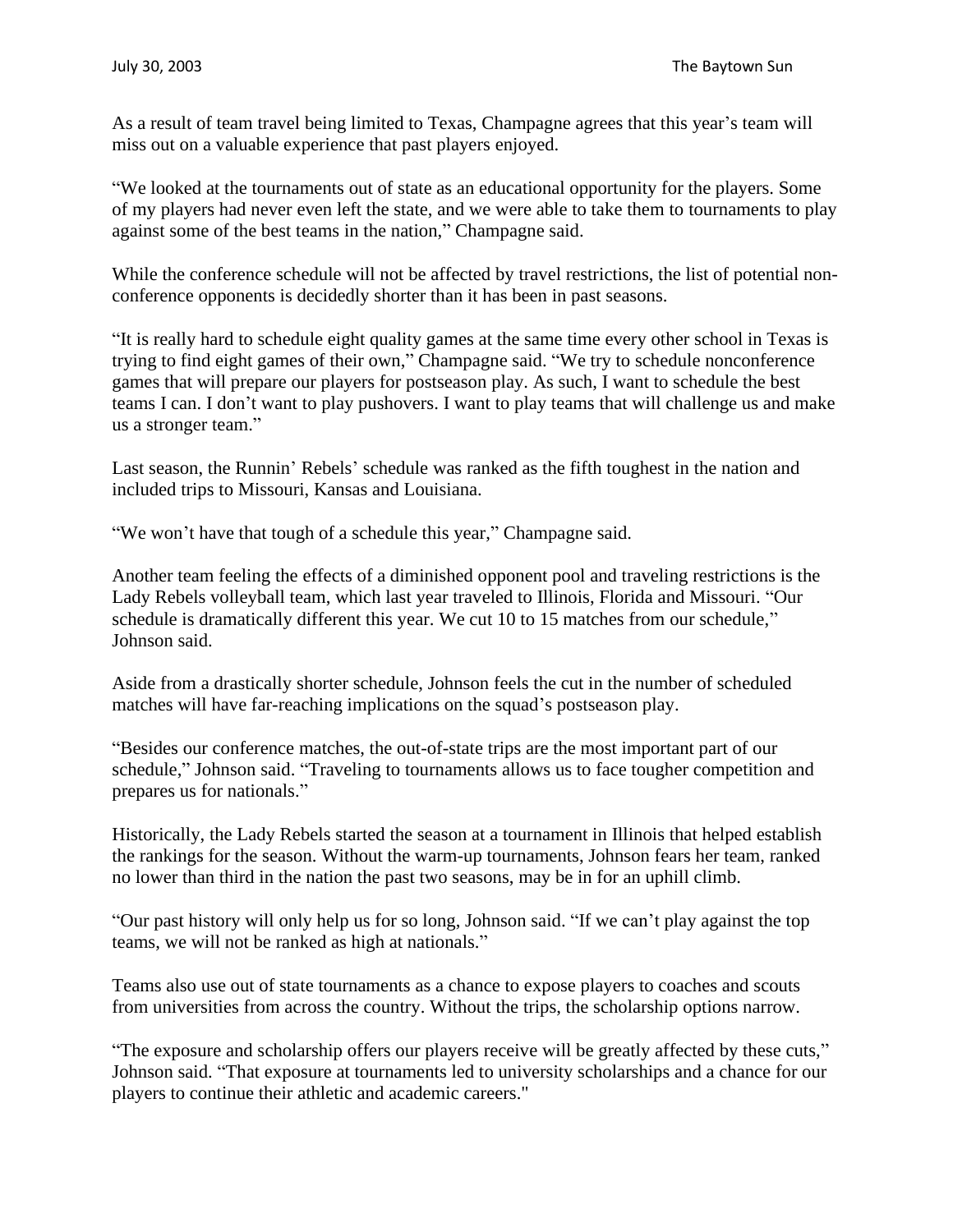As a result of team travel being limited to Texas, Champagne agrees that this year's team will miss out on a valuable experience that past players enjoyed.

"We looked at the tournaments out of state as an educational opportunity for the players. Some of my players had never even left the state, and we were able to take them to tournaments to play against some of the best teams in the nation," Champagne said.

While the conference schedule will not be affected by travel restrictions, the list of potential non-conference opponents is decidedly shorter than it has been in past seasons.

"It is really hard to schedule eight quality games at the same time every other school in Texas is trying to find eight games of their own," Champagne said. "We try to schedule nonconference games that will prepare our players for postseason play. As such, I want to schedule the best teams I can. I don't want to play pushovers. I want to play teams that will challenge us and make us a stronger team."

Last season, the Runnin' Rebels' schedule was ranked as the fifth toughest in the nation and included trips to Missouri, Kansas and Louisiana.

"We won't have that tough of a schedule this year," Champagne said.

Another team feeling the effects of a diminished opponent pool and traveling restrictions is the Lady Rebels volleyball team, which last year traveled to Illinois, Florida and Missouri. "Our schedule is dramatically different this year. We cut 10 to 15 matches from our schedule," Johnson said.

Aside from a drastically shorter schedule, Johnson feels the cut in the number of scheduled matches will have far-reaching implications on the squad's postseason play.

"Besides our conference matches, the out-of-state trips are the most important part of our schedule," Johnson said. "Traveling to tournaments allows us to face tougher competition and prepares us for nationals."

Historically, the Lady Rebels started the season at a tournament in Illinois that helped establish the rankings for the season. Without the warm-up tournaments, Johnson fears her team, ranked no lower than third in the nation the past two seasons, may be in for an uphill climb.

"Our past history will only help us for so long, Johnson said. "If we can't play against the top teams, we will not be ranked as high at nationals."

Teams also use out of state tournaments as a chance to expose players to coaches and scouts from universities from across the country. Without the trips, the scholarship options narrow.

"The exposure and scholarship offers our players receive will be greatly affected by these cuts," Johnson said. "That exposure at tournaments led to university scholarships and a chance for our players to continue their athletic and academic careers."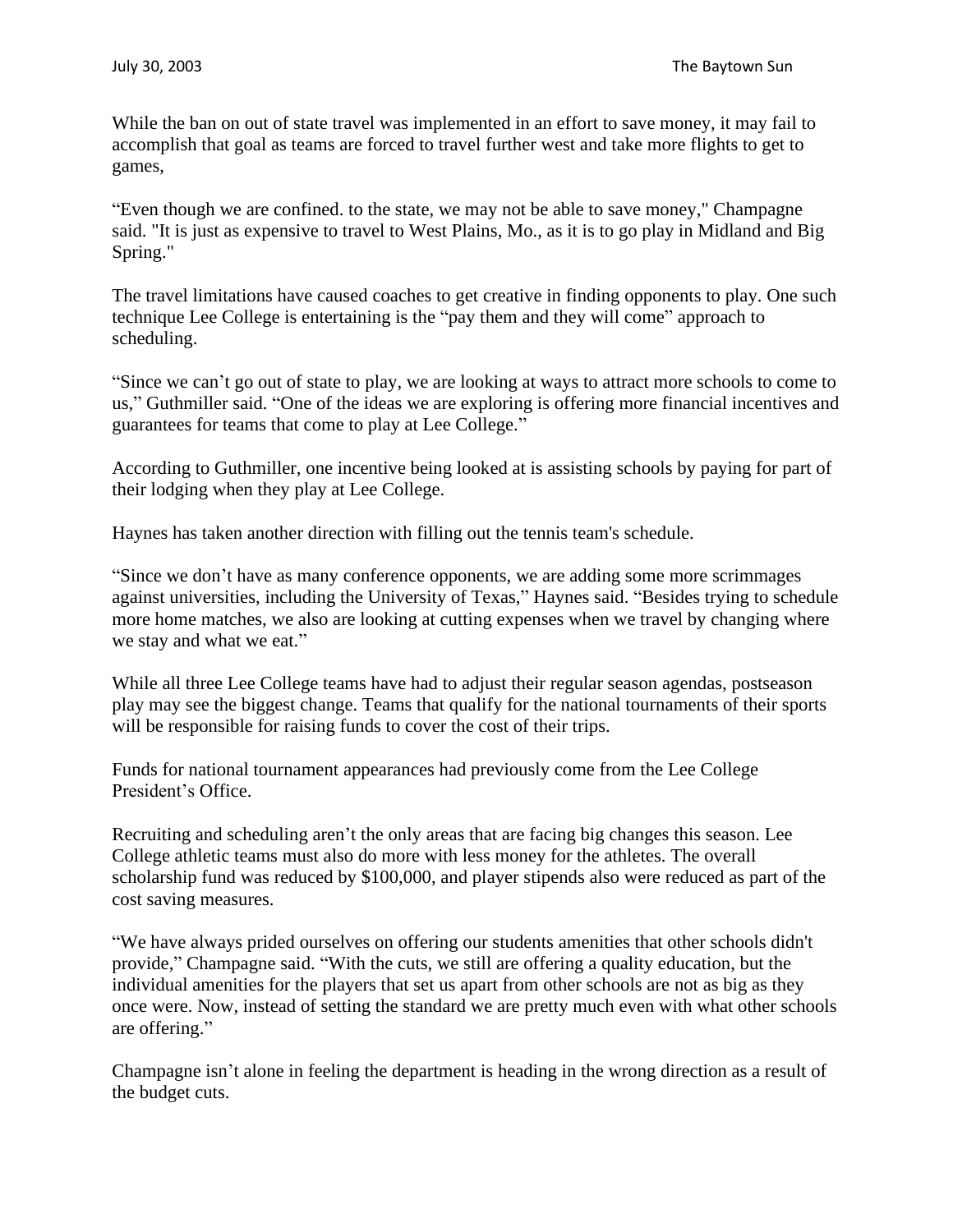While the ban on out of state travel was implemented in an effort to save money, it may fail to accomplish that goal as teams are forced to travel further west and take more flights to get to games,

“Even though we are confined. to the state, we may not be able to save money," Champagne said. "It is just as expensive to travel to West Plains, Mo., as it is to go play in Midland and Big Spring."

The travel limitations have caused coaches to get creative in finding opponents to play. One such technique Lee College is entertaining is the “pay them and they will come” approach to scheduling.

“Since we can’t go out of state to play, we are looking at ways to attract more schools to come to us,” Guthmiller said. “One of the ideas we are exploring is offering more financial incentives and guarantees for teams that come to play at Lee College.”

According to Guthmiller, one incentive being looked at is assisting schools by paying for part of their lodging when they play at Lee College.

Haynes has taken another direction with filling out the tennis team's schedule.

“Since we don’t have as many conference opponents, we are adding some more scrimmages against universities, including the University of Texas,” Haynes said. “Besides trying to schedule more home matches, we also are looking at cutting expenses when we travel by changing where we stay and what we eat.”

While all three Lee College teams have had to adjust their regular season agendas, postseason play may see the biggest change. Teams that qualify for the national tournaments of their sports will be responsible for raising funds to cover the cost of their trips.

Funds for national tournament appearances had previously come from the Lee College President’s Office.

Recruiting and scheduling aren’t the only areas that are facing big changes this season. Lee College athletic teams must also do more with less money for the athletes. The overall scholarship fund was reduced by $100,000, and player stipends also were reduced as part of the cost saving measures.

“We have always prided ourselves on offering our students amenities that other schools didn't provide,” Champagne said. “With the cuts, we still are offering a quality education, but the individual amenities for the players that set us apart from other schools are not as big as they once were. Now, instead of setting the standard we are pretty much even with what other schools are offering.”

Champagne isn’t alone in feeling the department is heading in the wrong direction as a result of the budget cuts.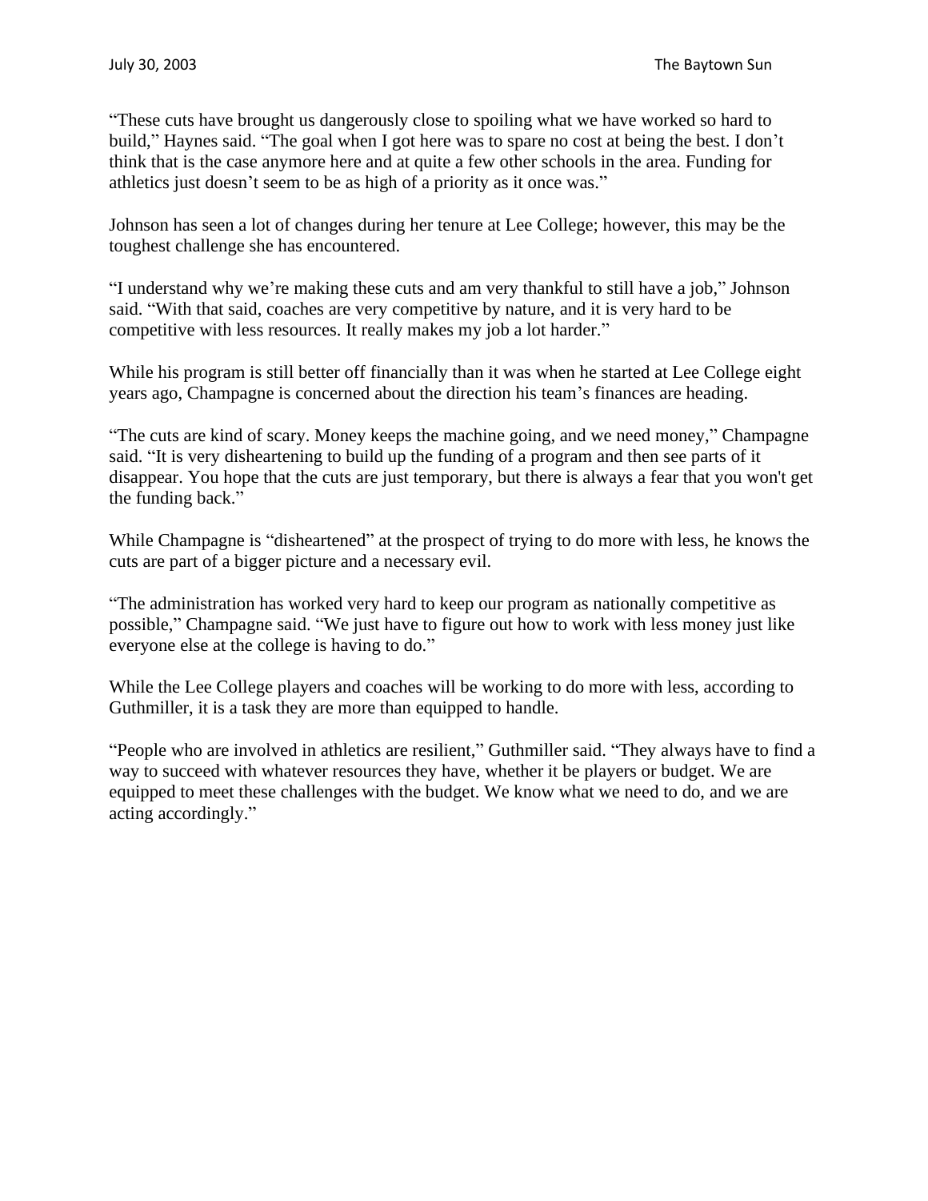"These cuts have brought us dangerously close to spoiling what we have worked so hard to build," Haynes said. "The goal when I got here was to spare no cost at being the best. I don't think that is the case anymore here and at quite a few other schools in the area. Funding for athletics just doesn't seem to be as high of a priority as it once was."

Johnson has seen a lot of changes during her tenure at Lee College; however, this may be the toughest challenge she has encountered.

"I understand why we're making these cuts and am very thankful to still have a job," Johnson said. "With that said, coaches are very competitive by nature, and it is very hard to be competitive with less resources. It really makes my job a lot harder."

While his program is still better off financially than it was when he started at Lee College eight years ago, Champagne is concerned about the direction his team's finances are heading.

"The cuts are kind of scary. Money keeps the machine going, and we need money," Champagne said. "It is very disheartening to build up the funding of a program and then see parts of it disappear. You hope that the cuts are just temporary, but there is always a fear that you won't get the funding back."

While Champagne is "disheartened" at the prospect of trying to do more with less, he knows the cuts are part of a bigger picture and a necessary evil.

"The administration has worked very hard to keep our program as nationally competitive as possible," Champagne said. "We just have to figure out how to work with less money just like everyone else at the college is having to do."

While the Lee College players and coaches will be working to do more with less, according to Guthmiller, it is a task they are more than equipped to handle.

"People who are involved in athletics are resilient," Guthmiller said. "They always have to find a way to succeed with whatever resources they have, whether it be players or budget. We are equipped to meet these challenges with the budget. We know what we need to do, and we are acting accordingly."